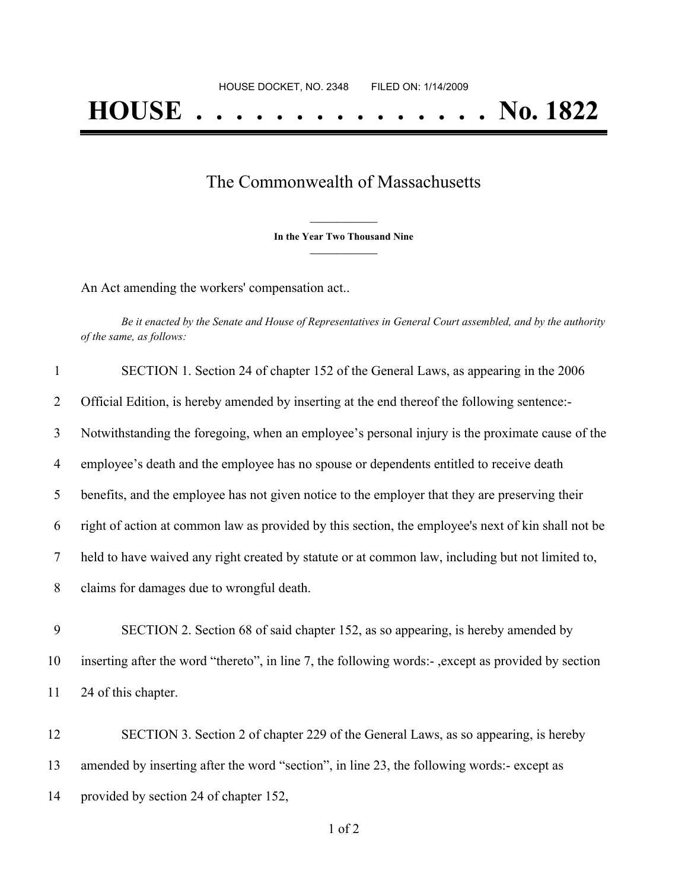HOUSE DOCKET, NO. 2348 FILED ON: 1/14/2009

# HOUSE . . . . . . . . . . . . . . . No. 1822

## The Commonwealth of Massachusetts

**In the Year Two Thousand Nine**

An Act amending the workers' compensation act..

*Be it enacted by the Senate and House of Representatives in General Court assembled, and by the authority of the same, as follows:*

1 SECTION 1. Section 24 of chapter 152 of the General Laws, as appearing in the 2006
2 Official Edition, is hereby amended by inserting at the end thereof the following sentence:-
3 Notwithstanding the foregoing, when an employee's personal injury is the proximate cause of the
4 employee's death and the employee has no spouse or dependents entitled to receive death
5 benefits, and the employee has not given notice to the employer that they are preserving their
6 right of action at common law as provided by this section, the employee's next of kin shall not be
7 held to have waived any right created by statute or at common law, including but not limited to,
8 claims for damages due to wrongful death.

9 SECTION 2. Section 68 of said chapter 152, as so appearing, is hereby amended by
10 inserting after the word "thereto", in line 7, the following words:- ,except as provided by section
11 24 of this chapter.

12 SECTION 3. Section 2 of chapter 229 of the General Laws, as so appearing, is hereby
13 amended by inserting after the word "section", in line 23, the following words:- except as
14 provided by section 24 of chapter 152,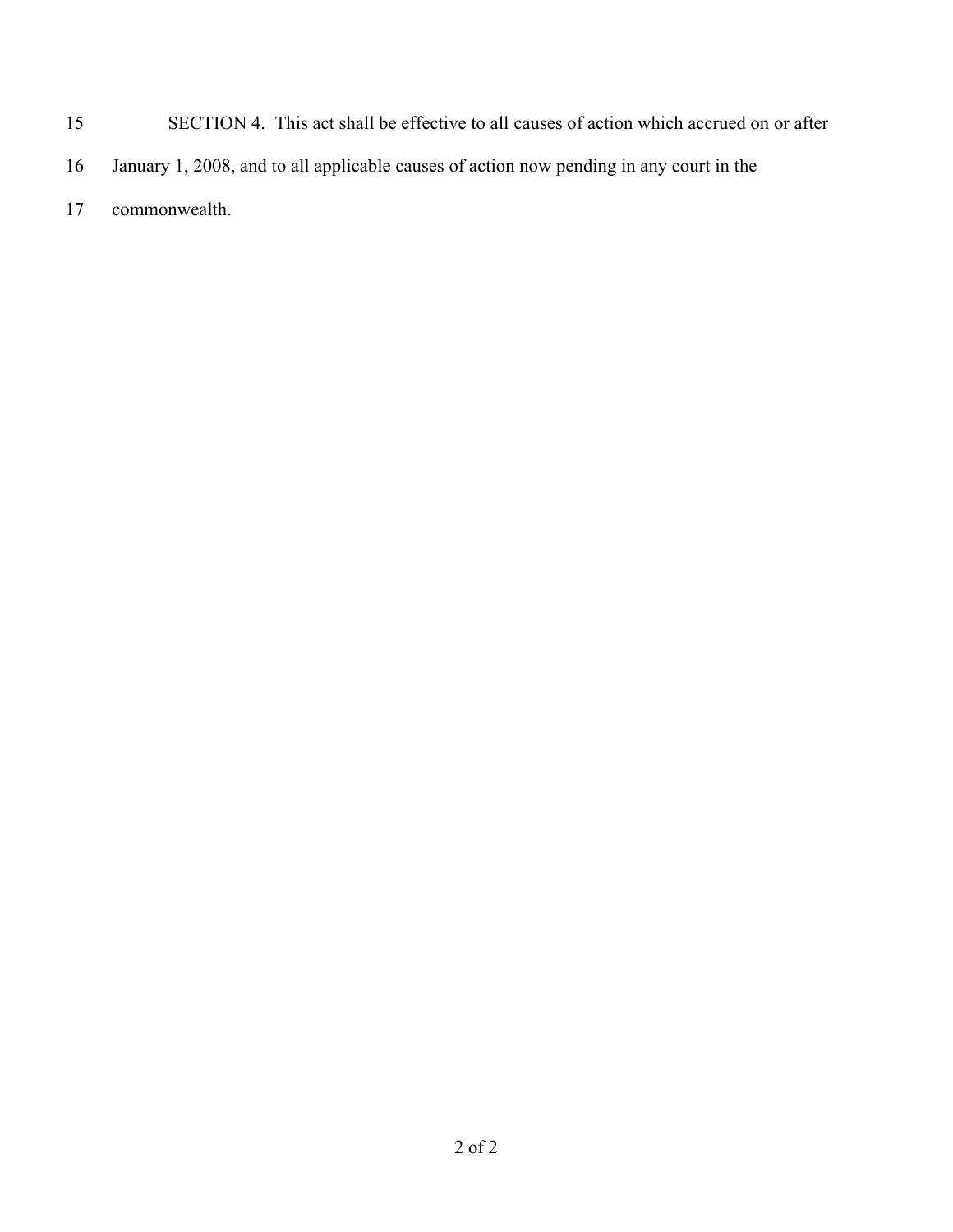SECTION 4. This act shall be effective to all causes of action which accrued on or after January 1, 2008, and to all applicable causes of action now pending in any court in the commonwealth.